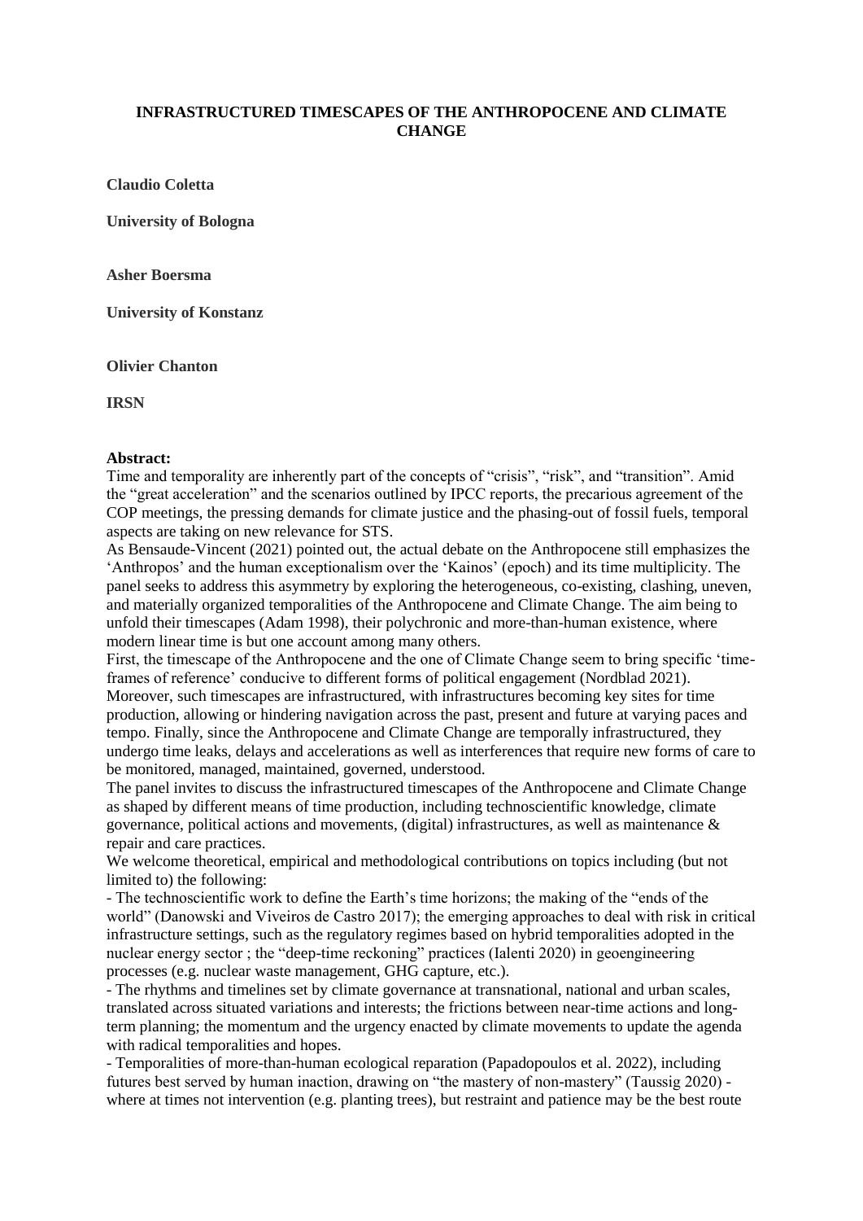# INFRASTRUCTURED TIMESCAPES OF THE ANTHROPOCENE AND CLIMATE CHANGE

**Claudio Coletta**

**University of Bologna**

**Asher Boersma**

**University of Konstanz**

**Olivier Chanton**

**IRSN**

**Abstract:**

Time and temporality are inherently part of the concepts of "crisis", "risk", and "transition". Amid the "great acceleration" and the scenarios outlined by IPCC reports, the precarious agreement of the COP meetings, the pressing demands for climate justice and the phasing-out of fossil fuels, temporal aspects are taking on new relevance for STS.

As Bensaude-Vincent (2021) pointed out, the actual debate on the Anthropocene still emphasizes the 'Anthropos' and the human exceptionalism over the 'Kainos' (epoch) and its time multiplicity. The panel seeks to address this asymmetry by exploring the heterogeneous, co-existing, clashing, uneven, and materially organized temporalities of the Anthropocene and Climate Change. The aim being to unfold their timescapes (Adam 1998), their polychronic and more-than-human existence, where modern linear time is but one account among many others.

First, the timescape of the Anthropocene and the one of Climate Change seem to bring specific 'time-frames of reference' conducive to different forms of political engagement (Nordblad 2021). Moreover, such timescapes are infrastructured, with infrastructures becoming key sites for time production, allowing or hindering navigation across the past, present and future at varying paces and tempo. Finally, since the Anthropocene and Climate Change are temporally infrastructured, they undergo time leaks, delays and accelerations as well as interferences that require new forms of care to be monitored, managed, maintained, governed, understood.

The panel invites to discuss the infrastructured timescapes of the Anthropocene and Climate Change as shaped by different means of time production, including technoscientific knowledge, climate governance, political actions and movements, (digital) infrastructures, as well as maintenance & repair and care practices.

We welcome theoretical, empirical and methodological contributions on topics including (but not limited to) the following:

- The technoscientific work to define the Earth's time horizons; the making of the "ends of the world" (Danowski and Viveiros de Castro 2017); the emerging approaches to deal with risk in critical infrastructure settings, such as the regulatory regimes based on hybrid temporalities adopted in the nuclear energy sector ; the "deep-time reckoning" practices (Ialenti 2020) in geoengineering processes (e.g. nuclear waste management, GHG capture, etc.).
- The rhythms and timelines set by climate governance at transnational, national and urban scales, translated across situated variations and interests; the frictions between near-time actions and long-term planning; the momentum and the urgency enacted by climate movements to update the agenda with radical temporalities and hopes.
- Temporalities of more-than-human ecological reparation (Papadopoulos et al. 2022), including futures best served by human inaction, drawing on "the mastery of non-mastery" (Taussig 2020) - where at times not intervention (e.g. planting trees), but restraint and patience may be the best route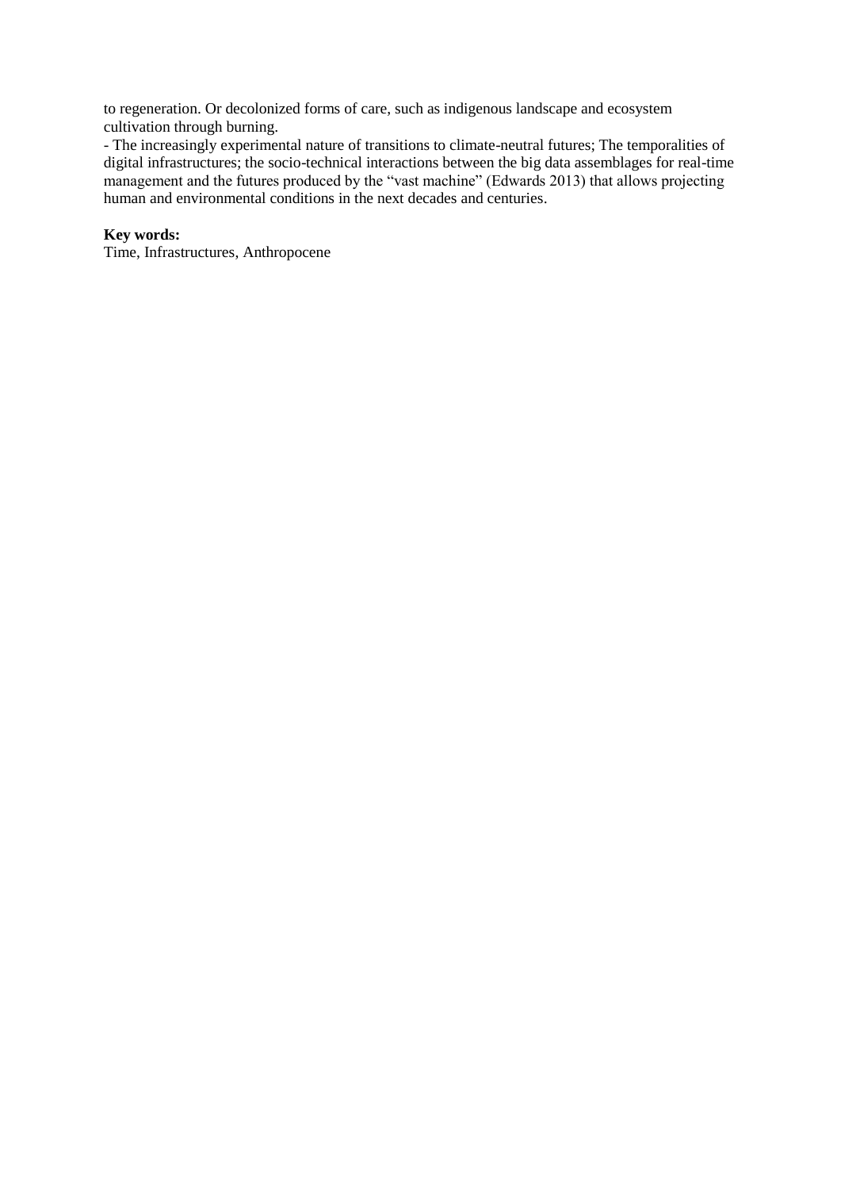to regeneration. Or decolonized forms of care, such as indigenous landscape and ecosystem cultivation through burning.

- The increasingly experimental nature of transitions to climate-neutral futures; The temporalities of digital infrastructures; the socio-technical interactions between the big data assemblages for real-time management and the futures produced by the "vast machine" (Edwards 2013) that allows projecting human and environmental conditions in the next decades and centuries.

**Key words:**
Time, Infrastructures, Anthropocene